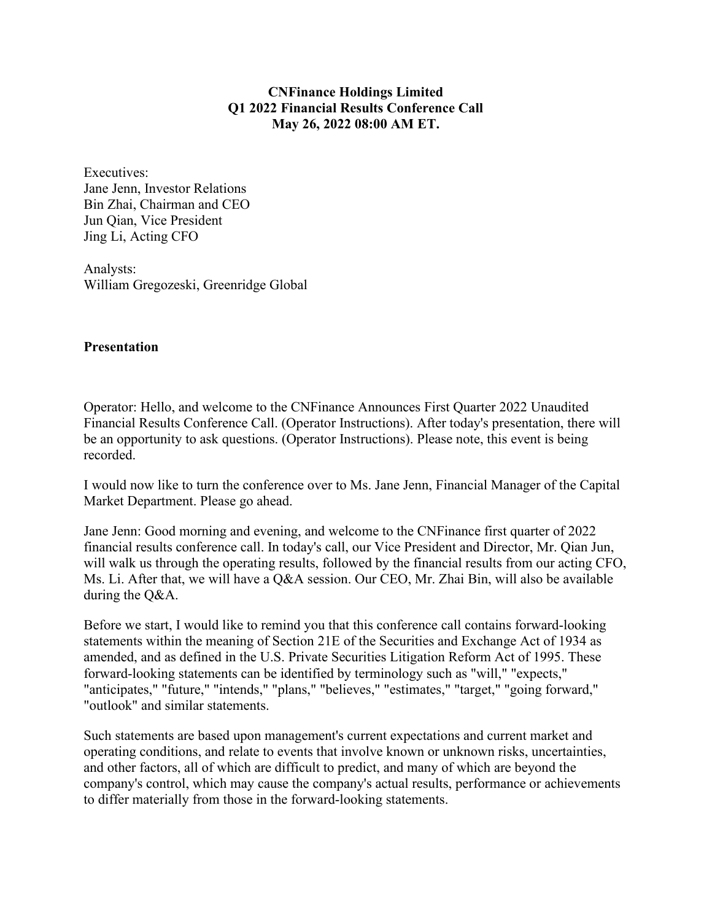**CNFinance Holdings Limited**
**Q1 2022 Financial Results Conference Call**
**May 26, 2022 08:00 AM ET.**

Executives:
Jane Jenn, Investor Relations
Bin Zhai, Chairman and CEO
Jun Qian, Vice President
Jing Li, Acting CFO

Analysts:
William Gregozeski, Greenridge Global

## Presentation

Operator: Hello, and welcome to the CNFinance Announces First Quarter 2022 Unaudited Financial Results Conference Call. (Operator Instructions). After today's presentation, there will be an opportunity to ask questions. (Operator Instructions). Please note, this event is being recorded.

I would now like to turn the conference over to Ms. Jane Jenn, Financial Manager of the Capital Market Department. Please go ahead.

Jane Jenn: Good morning and evening, and welcome to the CNFinance first quarter of 2022 financial results conference call. In today's call, our Vice President and Director, Mr. Qian Jun, will walk us through the operating results, followed by the financial results from our acting CFO, Ms. Li. After that, we will have a Q&A session. Our CEO, Mr. Zhai Bin, will also be available during the Q&A.

Before we start, I would like to remind you that this conference call contains forward-looking statements within the meaning of Section 21E of the Securities and Exchange Act of 1934 as amended, and as defined in the U.S. Private Securities Litigation Reform Act of 1995. These forward-looking statements can be identified by terminology such as "will," "expects," "anticipates," "future," "intends," "plans," "believes," "estimates," "target," "going forward," "outlook" and similar statements.

Such statements are based upon management's current expectations and current market and operating conditions, and relate to events that involve known or unknown risks, uncertainties, and other factors, all of which are difficult to predict, and many of which are beyond the company's control, which may cause the company's actual results, performance or achievements to differ materially from those in the forward-looking statements.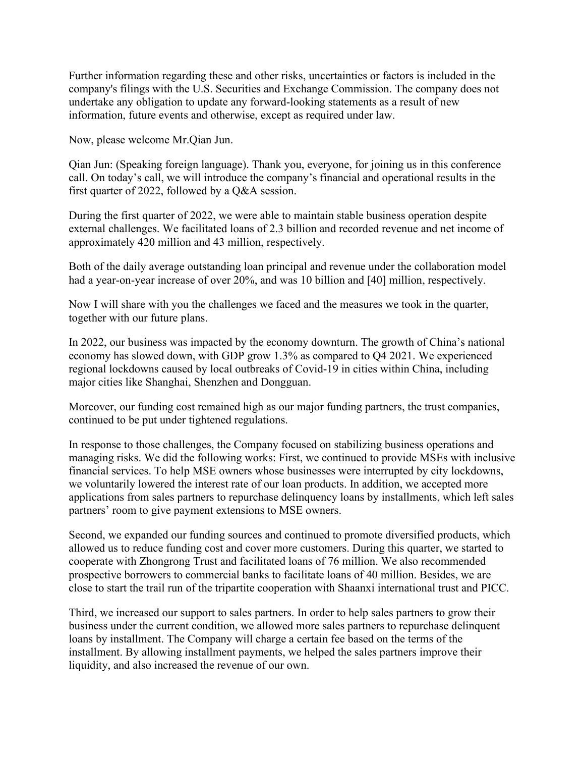Further information regarding these and other risks, uncertainties or factors is included in the company's filings with the U.S. Securities and Exchange Commission. The company does not undertake any obligation to update any forward-looking statements as a result of new information, future events and otherwise, except as required under law.

Now, please welcome Mr.Qian Jun.

Qian Jun: (Speaking foreign language). Thank you, everyone, for joining us in this conference call. On today's call, we will introduce the company's financial and operational results in the first quarter of 2022, followed by a Q&A session.

During the first quarter of 2022, we were able to maintain stable business operation despite external challenges. We facilitated loans of 2.3 billion and recorded revenue and net income of approximately 420 million and 43 million, respectively.

Both of the daily average outstanding loan principal and revenue under the collaboration model had a year-on-year increase of over 20%, and was 10 billion and [40] million, respectively.

Now I will share with you the challenges we faced and the measures we took in the quarter, together with our future plans.

In 2022, our business was impacted by the economy downturn. The growth of China's national economy has slowed down, with GDP grow 1.3% as compared to Q4 2021. We experienced regional lockdowns caused by local outbreaks of Covid-19 in cities within China, including major cities like Shanghai, Shenzhen and Dongguan.

Moreover, our funding cost remained high as our major funding partners, the trust companies, continued to be put under tightened regulations.

In response to those challenges, the Company focused on stabilizing business operations and managing risks. We did the following works: First, we continued to provide MSEs with inclusive financial services. To help MSE owners whose businesses were interrupted by city lockdowns, we voluntarily lowered the interest rate of our loan products. In addition, we accepted more applications from sales partners to repurchase delinquency loans by installments, which left sales partners' room to give payment extensions to MSE owners.

Second, we expanded our funding sources and continued to promote diversified products, which allowed us to reduce funding cost and cover more customers. During this quarter, we started to cooperate with Zhongrong Trust and facilitated loans of 76 million. We also recommended prospective borrowers to commercial banks to facilitate loans of 40 million. Besides, we are close to start the trail run of the tripartite cooperation with Shaanxi international trust and PICC.

Third, we increased our support to sales partners. In order to help sales partners to grow their business under the current condition, we allowed more sales partners to repurchase delinquent loans by installment. The Company will charge a certain fee based on the terms of the installment. By allowing installment payments, we helped the sales partners improve their liquidity, and also increased the revenue of our own.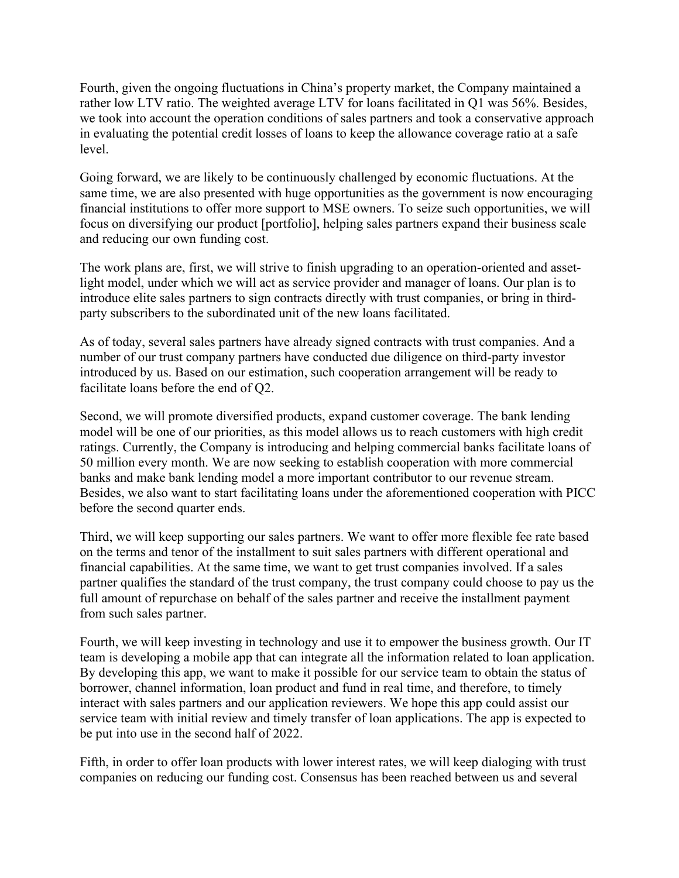Fourth, given the ongoing fluctuations in China's property market, the Company maintained a rather low LTV ratio. The weighted average LTV for loans facilitated in Q1 was 56%. Besides, we took into account the operation conditions of sales partners and took a conservative approach in evaluating the potential credit losses of loans to keep the allowance coverage ratio at a safe level.

Going forward, we are likely to be continuously challenged by economic fluctuations. At the same time, we are also presented with huge opportunities as the government is now encouraging financial institutions to offer more support to MSE owners. To seize such opportunities, we will focus on diversifying our product [portfolio], helping sales partners expand their business scale and reducing our own funding cost.

The work plans are, first, we will strive to finish upgrading to an operation-oriented and asset-light model, under which we will act as service provider and manager of loans. Our plan is to introduce elite sales partners to sign contracts directly with trust companies, or bring in third-party subscribers to the subordinated unit of the new loans facilitated.

As of today, several sales partners have already signed contracts with trust companies. And a number of our trust company partners have conducted due diligence on third-party investor introduced by us. Based on our estimation, such cooperation arrangement will be ready to facilitate loans before the end of Q2.

Second, we will promote diversified products, expand customer coverage. The bank lending model will be one of our priorities, as this model allows us to reach customers with high credit ratings. Currently, the Company is introducing and helping commercial banks facilitate loans of 50 million every month. We are now seeking to establish cooperation with more commercial banks and make bank lending model a more important contributor to our revenue stream. Besides, we also want to start facilitating loans under the aforementioned cooperation with PICC before the second quarter ends.

Third, we will keep supporting our sales partners. We want to offer more flexible fee rate based on the terms and tenor of the installment to suit sales partners with different operational and financial capabilities. At the same time, we want to get trust companies involved. If a sales partner qualifies the standard of the trust company, the trust company could choose to pay us the full amount of repurchase on behalf of the sales partner and receive the installment payment from such sales partner.

Fourth, we will keep investing in technology and use it to empower the business growth. Our IT team is developing a mobile app that can integrate all the information related to loan application. By developing this app, we want to make it possible for our service team to obtain the status of borrower, channel information, loan product and fund in real time, and therefore, to timely interact with sales partners and our application reviewers. We hope this app could assist our service team with initial review and timely transfer of loan applications. The app is expected to be put into use in the second half of 2022.

Fifth, in order to offer loan products with lower interest rates, we will keep dialoging with trust companies on reducing our funding cost. Consensus has been reached between us and several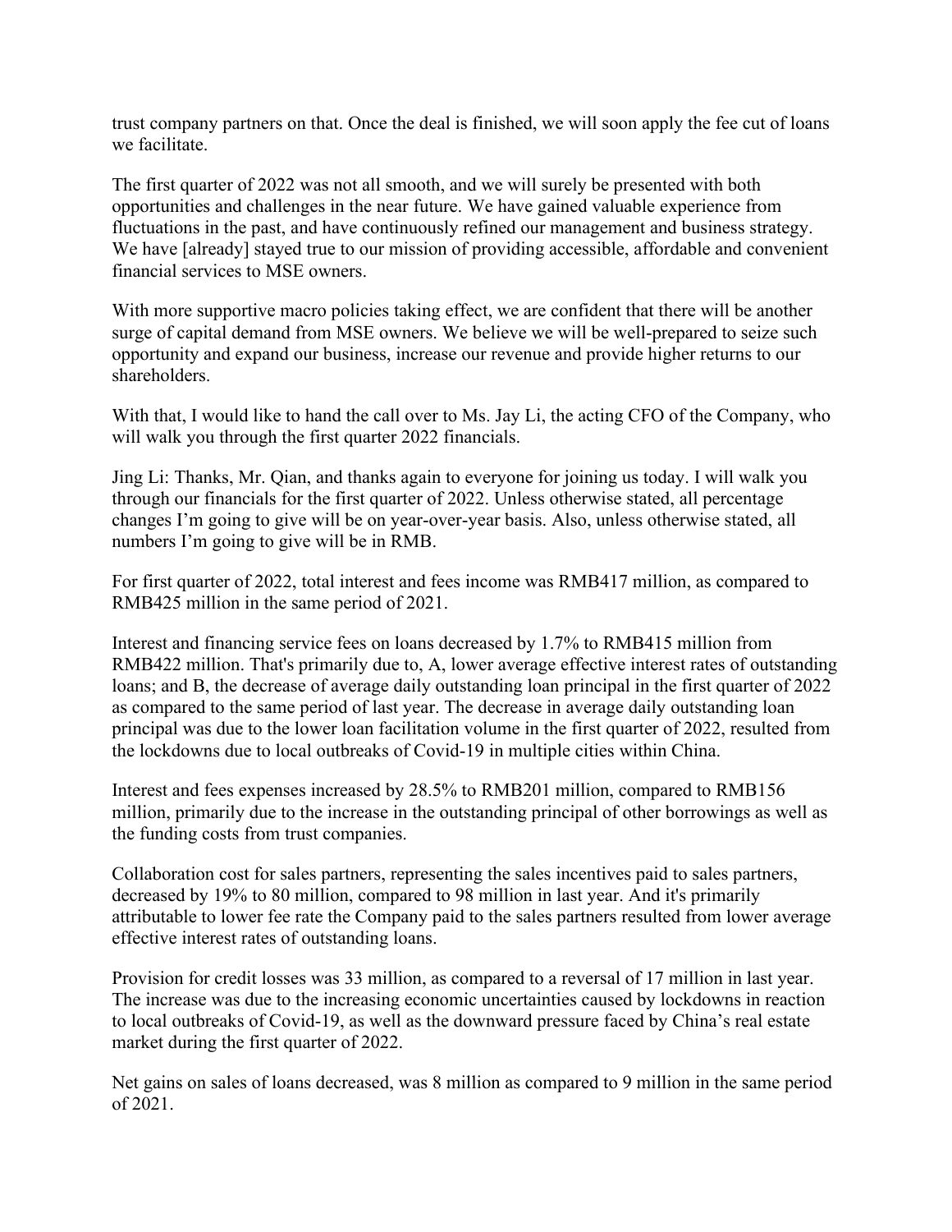trust company partners on that. Once the deal is finished, we will soon apply the fee cut of loans we facilitate.

The first quarter of 2022 was not all smooth, and we will surely be presented with both opportunities and challenges in the near future. We have gained valuable experience from fluctuations in the past, and have continuously refined our management and business strategy. We have [already] stayed true to our mission of providing accessible, affordable and convenient financial services to MSE owners.

With more supportive macro policies taking effect, we are confident that there will be another surge of capital demand from MSE owners. We believe we will be well-prepared to seize such opportunity and expand our business, increase our revenue and provide higher returns to our shareholders.

With that, I would like to hand the call over to Ms. Jay Li, the acting CFO of the Company, who will walk you through the first quarter 2022 financials.

Jing Li: Thanks, Mr. Qian, and thanks again to everyone for joining us today. I will walk you through our financials for the first quarter of 2022. Unless otherwise stated, all percentage changes I'm going to give will be on year-over-year basis. Also, unless otherwise stated, all numbers I'm going to give will be in RMB.

For first quarter of 2022, total interest and fees income was RMB417 million, as compared to RMB425 million in the same period of 2021.

Interest and financing service fees on loans decreased by 1.7% to RMB415 million from RMB422 million. That's primarily due to, A, lower average effective interest rates of outstanding loans; and B, the decrease of average daily outstanding loan principal in the first quarter of 2022 as compared to the same period of last year. The decrease in average daily outstanding loan principal was due to the lower loan facilitation volume in the first quarter of 2022, resulted from the lockdowns due to local outbreaks of Covid-19 in multiple cities within China.

Interest and fees expenses increased by 28.5% to RMB201 million, compared to RMB156 million, primarily due to the increase in the outstanding principal of other borrowings as well as the funding costs from trust companies.

Collaboration cost for sales partners, representing the sales incentives paid to sales partners, decreased by 19% to 80 million, compared to 98 million in last year. And it's primarily attributable to lower fee rate the Company paid to the sales partners resulted from lower average effective interest rates of outstanding loans.

Provision for credit losses was 33 million, as compared to a reversal of 17 million in last year. The increase was due to the increasing economic uncertainties caused by lockdowns in reaction to local outbreaks of Covid-19, as well as the downward pressure faced by China's real estate market during the first quarter of 2022.

Net gains on sales of loans decreased, was 8 million as compared to 9 million in the same period of 2021.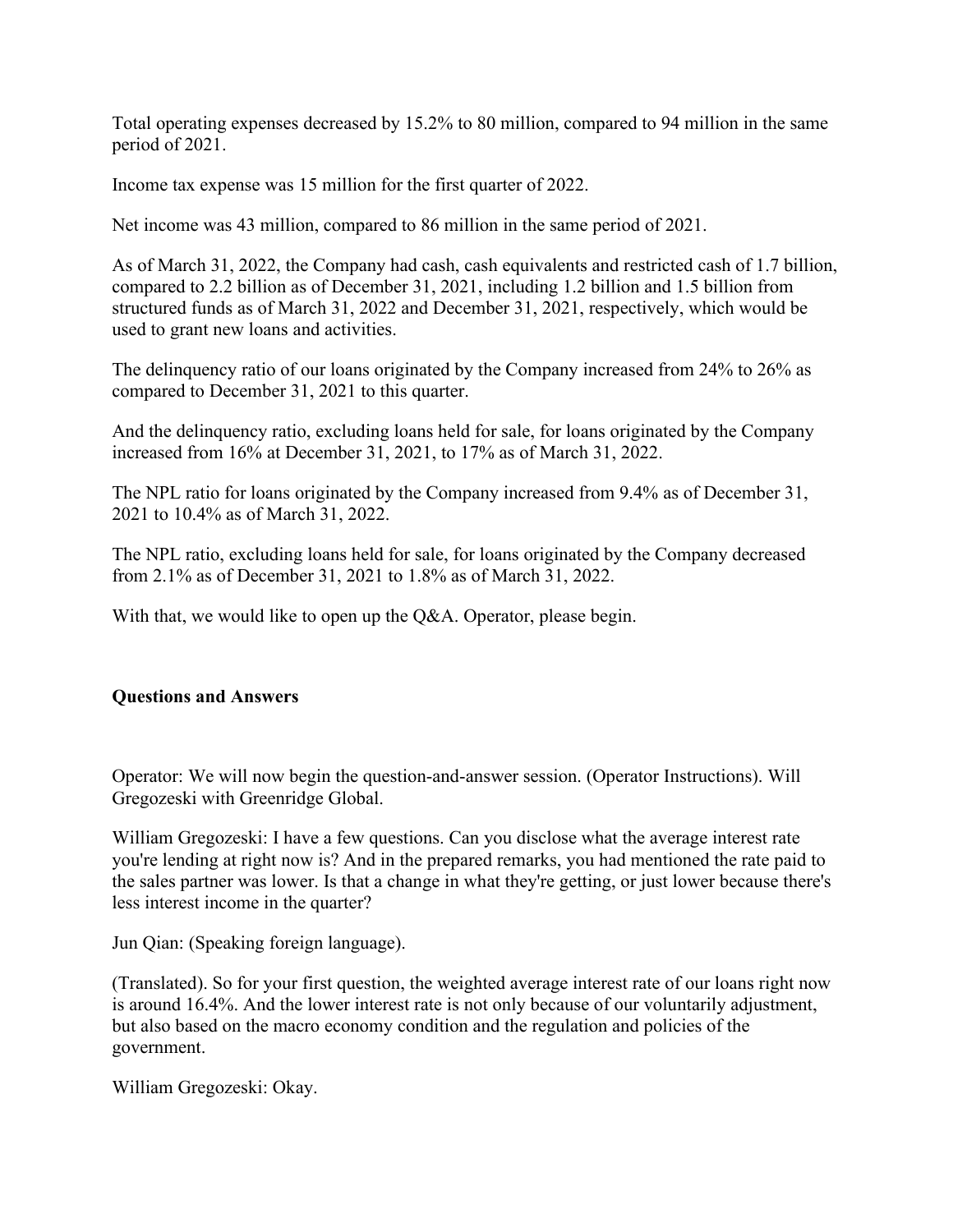Total operating expenses decreased by 15.2% to 80 million, compared to 94 million in the same period of 2021.

Income tax expense was 15 million for the first quarter of 2022.

Net income was 43 million, compared to 86 million in the same period of 2021.

As of March 31, 2022, the Company had cash, cash equivalents and restricted cash of 1.7 billion, compared to 2.2 billion as of December 31, 2021, including 1.2 billion and 1.5 billion from structured funds as of March 31, 2022 and December 31, 2021, respectively, which would be used to grant new loans and activities.

The delinquency ratio of our loans originated by the Company increased from 24% to 26% as compared to December 31, 2021 to this quarter.

And the delinquency ratio, excluding loans held for sale, for loans originated by the Company increased from 16% at December 31, 2021, to 17% as of March 31, 2022.

The NPL ratio for loans originated by the Company increased from 9.4% as of December 31, 2021 to 10.4% as of March 31, 2022.

The NPL ratio, excluding loans held for sale, for loans originated by the Company decreased from 2.1% as of December 31, 2021 to 1.8% as of March 31, 2022.

With that, we would like to open up the Q&A. Operator, please begin.

## Questions and Answers

Operator: We will now begin the question-and-answer session. (Operator Instructions). Will Gregozeski with Greenridge Global.

William Gregozeski: I have a few questions. Can you disclose what the average interest rate you're lending at right now is? And in the prepared remarks, you had mentioned the rate paid to the sales partner was lower. Is that a change in what they're getting, or just lower because there's less interest income in the quarter?

Jun Qian: (Speaking foreign language).

(Translated). So for your first question, the weighted average interest rate of our loans right now is around 16.4%. And the lower interest rate is not only because of our voluntarily adjustment, but also based on the macro economy condition and the regulation and policies of the government.

William Gregozeski: Okay.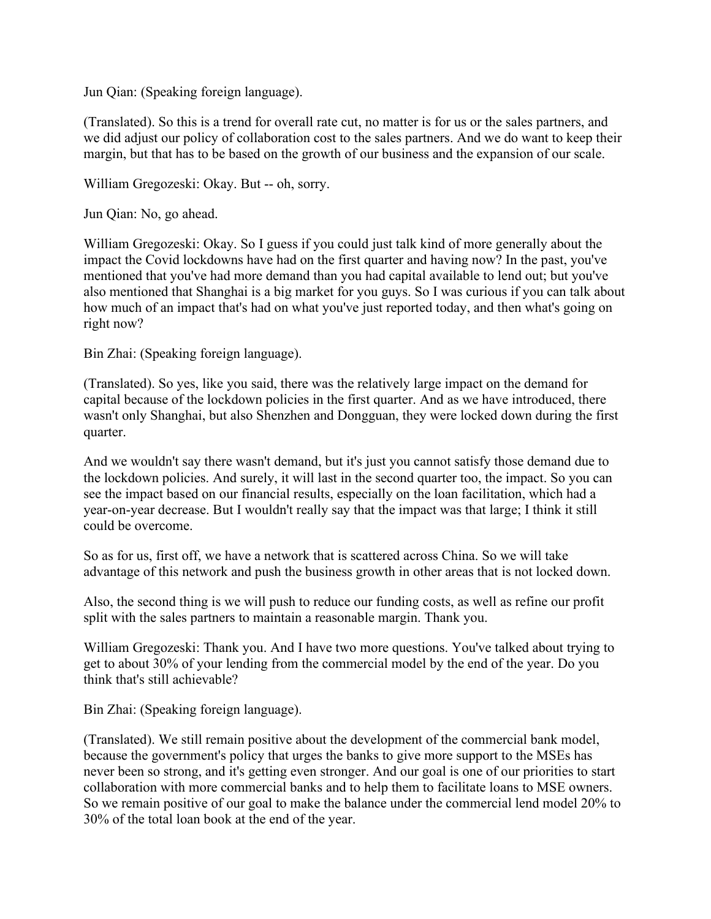Jun Qian: (Speaking foreign language).

(Translated). So this is a trend for overall rate cut, no matter is for us or the sales partners, and we did adjust our policy of collaboration cost to the sales partners. And we do want to keep their margin, but that has to be based on the growth of our business and the expansion of our scale.

William Gregozeski: Okay. But -- oh, sorry.

Jun Qian: No, go ahead.

William Gregozeski: Okay. So I guess if you could just talk kind of more generally about the impact the Covid lockdowns have had on the first quarter and having now? In the past, you've mentioned that you've had more demand than you had capital available to lend out; but you've also mentioned that Shanghai is a big market for you guys. So I was curious if you can talk about how much of an impact that's had on what you've just reported today, and then what's going on right now?

Bin Zhai: (Speaking foreign language).

(Translated). So yes, like you said, there was the relatively large impact on the demand for capital because of the lockdown policies in the first quarter. And as we have introduced, there wasn't only Shanghai, but also Shenzhen and Dongguan, they were locked down during the first quarter.

And we wouldn't say there wasn't demand, but it's just you cannot satisfy those demand due to the lockdown policies. And surely, it will last in the second quarter too, the impact. So you can see the impact based on our financial results, especially on the loan facilitation, which had a year-on-year decrease. But I wouldn't really say that the impact was that large; I think it still could be overcome.

So as for us, first off, we have a network that is scattered across China. So we will take advantage of this network and push the business growth in other areas that is not locked down.

Also, the second thing is we will push to reduce our funding costs, as well as refine our profit split with the sales partners to maintain a reasonable margin. Thank you.

William Gregozeski: Thank you. And I have two more questions. You've talked about trying to get to about 30% of your lending from the commercial model by the end of the year. Do you think that's still achievable?

Bin Zhai: (Speaking foreign language).

(Translated). We still remain positive about the development of the commercial bank model, because the government's policy that urges the banks to give more support to the MSEs has never been so strong, and it's getting even stronger. And our goal is one of our priorities to start collaboration with more commercial banks and to help them to facilitate loans to MSE owners. So we remain positive of our goal to make the balance under the commercial lend model 20% to 30% of the total loan book at the end of the year.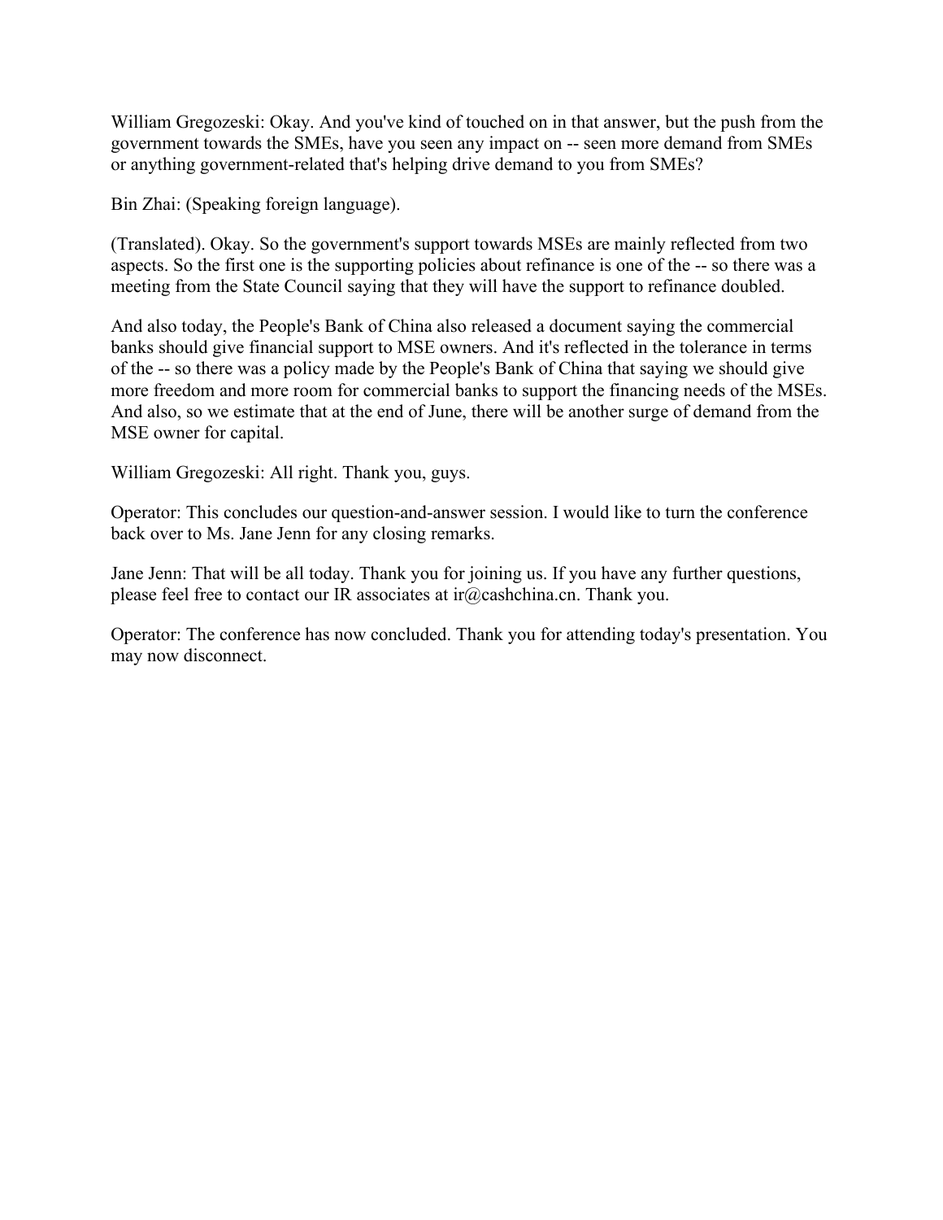William Gregozeski: Okay. And you've kind of touched on in that answer, but the push from the government towards the SMEs, have you seen any impact on -- seen more demand from SMEs or anything government-related that's helping drive demand to you from SMEs?

Bin Zhai: (Speaking foreign language).

(Translated). Okay. So the government's support towards MSEs are mainly reflected from two aspects. So the first one is the supporting policies about refinance is one of the -- so there was a meeting from the State Council saying that they will have the support to refinance doubled.

And also today, the People's Bank of China also released a document saying the commercial banks should give financial support to MSE owners. And it's reflected in the tolerance in terms of the -- so there was a policy made by the People's Bank of China that saying we should give more freedom and more room for commercial banks to support the financing needs of the MSEs. And also, so we estimate that at the end of June, there will be another surge of demand from the MSE owner for capital.

William Gregozeski: All right. Thank you, guys.

Operator: This concludes our question-and-answer session. I would like to turn the conference back over to Ms. Jane Jenn for any closing remarks.

Jane Jenn: That will be all today. Thank you for joining us. If you have any further questions, please feel free to contact our IR associates at ir@cashchina.cn. Thank you.

Operator: The conference has now concluded. Thank you for attending today's presentation. You may now disconnect.